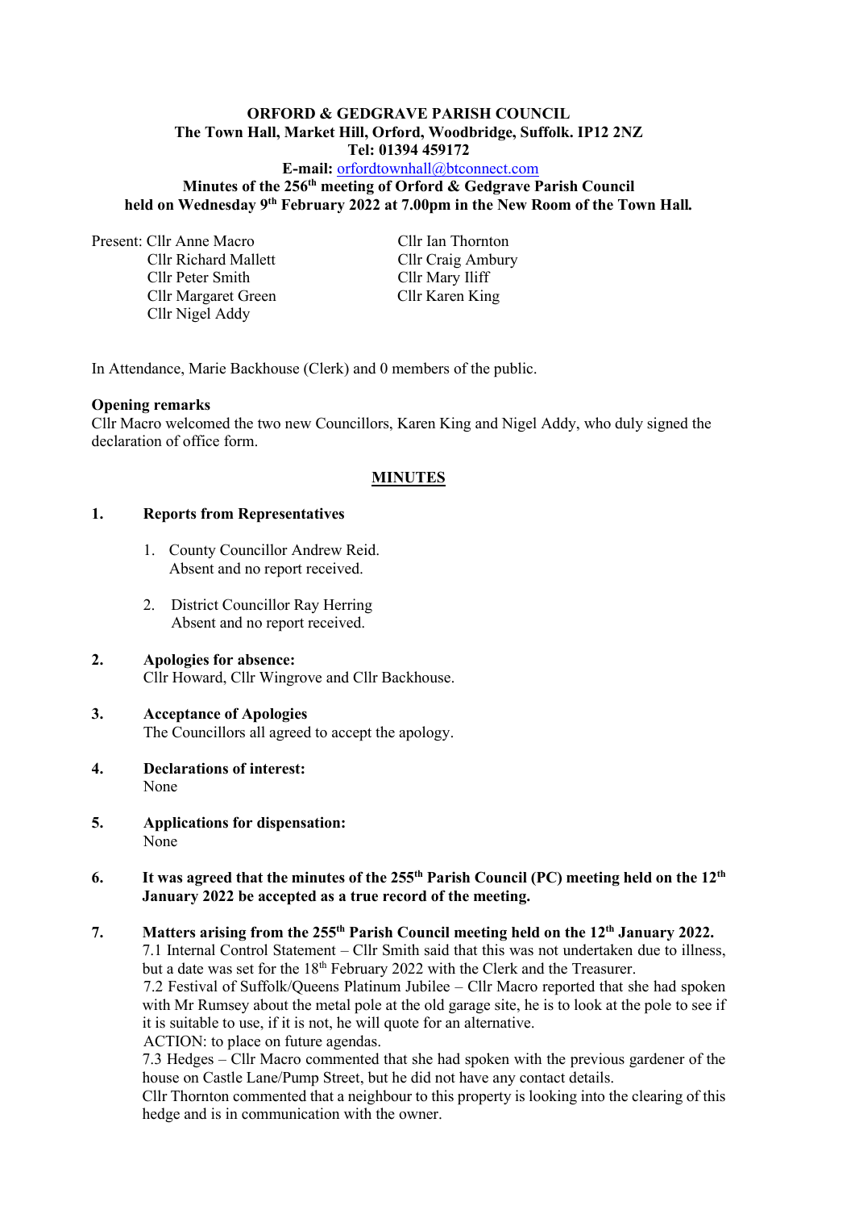**ORFORD & GEDGRAVE PARISH COUNCIL**
**The Town Hall, Market Hill, Orford, Woodbridge, Suffolk. IP12 2NZ**
**Tel: 01394 459172**
**E-mail:** orfordtownhall@btconnect.com

**Minutes of the 256th meeting of Orford & Gedgrave Parish Council held on Wednesday 9th February 2022 at 7.00pm in the New Room of the Town Hall.**

Present: Cllr Anne Macro
Cllr Richard Mallett
Cllr Peter Smith
Cllr Margaret Green
Cllr Nigel Addy
Cllr Ian Thornton
Cllr Craig Ambury
Cllr Mary Iliff
Cllr Karen King

In Attendance, Marie Backhouse (Clerk) and 0 members of the public.

**Opening remarks**
Cllr Macro welcomed the two new Councillors, Karen King and Nigel Addy, who duly signed the declaration of office form.

## MINUTES

**1. Reports from Representatives**

1. County Councillor Andrew Reid.
   Absent and no report received.

2. District Councillor Ray Herring
   Absent and no report received.

**2. Apologies for absence:**
Cllr Howard, Cllr Wingrove and Cllr Backhouse.

**3. Acceptance of Apologies**
The Councillors all agreed to accept the apology.

**4. Declarations of interest:**
None

**5. Applications for dispensation:**
None

**6. It was agreed that the minutes of the 255th Parish Council (PC) meeting held on the 12th January 2022 be accepted as a true record of the meeting.**

**7. Matters arising from the 255th Parish Council meeting held on the 12th January 2022.**
7.1 Internal Control Statement – Cllr Smith said that this was not undertaken due to illness, but a date was set for the 18th February 2022 with the Clerk and the Treasurer.
7.2 Festival of Suffolk/Queens Platinum Jubilee – Cllr Macro reported that she had spoken with Mr Rumsey about the metal pole at the old garage site, he is to look at the pole to see if it is suitable to use, if it is not, he will quote for an alternative.
ACTION: to place on future agendas.
7.3 Hedges – Cllr Macro commented that she had spoken with the previous gardener of the house on Castle Lane/Pump Street, but he did not have any contact details.
Cllr Thornton commented that a neighbour to this property is looking into the clearing of this hedge and is in communication with the owner.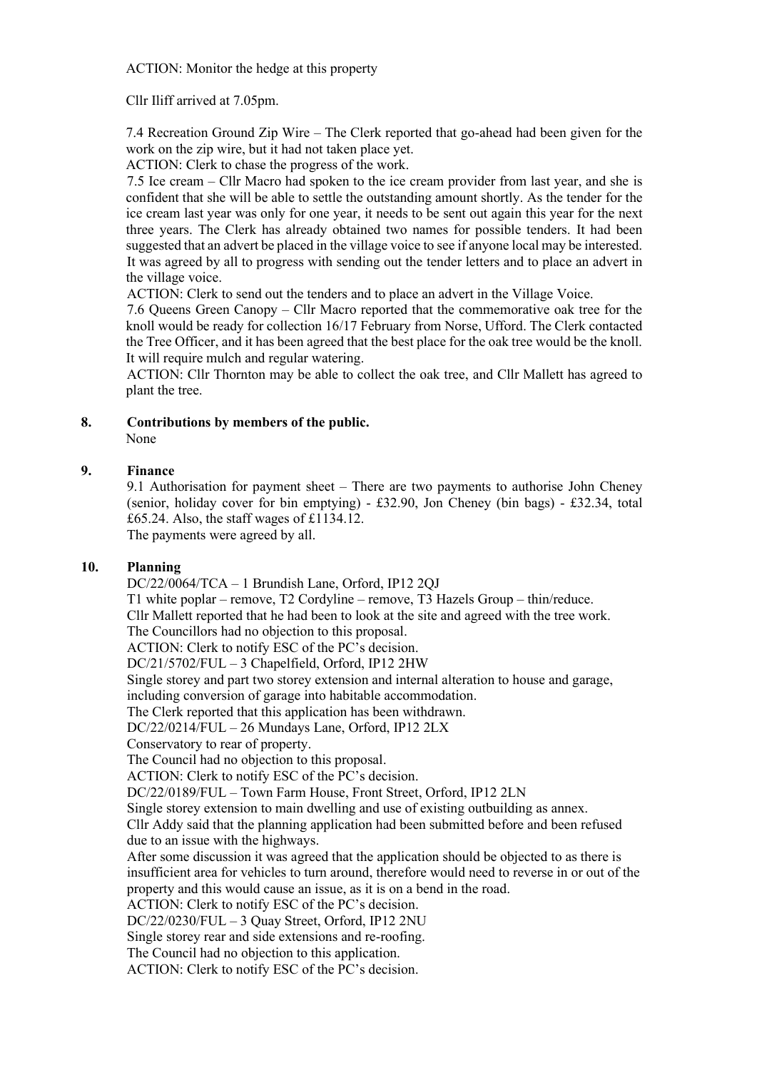ACTION: Monitor the hedge at this property

Cllr Iliff arrived at 7.05pm.

7.4 Recreation Ground Zip Wire – The Clerk reported that go-ahead had been given for the work on the zip wire, but it had not taken place yet.

ACTION: Clerk to chase the progress of the work.

7.5 Ice cream – Cllr Macro had spoken to the ice cream provider from last year, and she is confident that she will be able to settle the outstanding amount shortly. As the tender for the ice cream last year was only for one year, it needs to be sent out again this year for the next three years. The Clerk has already obtained two names for possible tenders. It had been suggested that an advert be placed in the village voice to see if anyone local may be interested. It was agreed by all to progress with sending out the tender letters and to place an advert in the village voice.

ACTION: Clerk to send out the tenders and to place an advert in the Village Voice.

7.6 Queens Green Canopy – Cllr Macro reported that the commemorative oak tree for the knoll would be ready for collection 16/17 February from Norse, Ufford. The Clerk contacted the Tree Officer, and it has been agreed that the best place for the oak tree would be the knoll. It will require mulch and regular watering.

ACTION: Cllr Thornton may be able to collect the oak tree, and Cllr Mallett has agreed to plant the tree.

**8. Contributions by members of the public.**

None

**9. Finance**

9.1 Authorisation for payment sheet – There are two payments to authorise John Cheney (senior, holiday cover for bin emptying) - £32.90, Jon Cheney (bin bags) - £32.34, total £65.24. Also, the staff wages of £1134.12.

The payments were agreed by all.

**10. Planning**

DC/22/0064/TCA – 1 Brundish Lane, Orford, IP12 2QJ

T1 white poplar – remove, T2 Cordyline – remove, T3 Hazels Group – thin/reduce.

Cllr Mallett reported that he had been to look at the site and agreed with the tree work.

The Councillors had no objection to this proposal.

ACTION: Clerk to notify ESC of the PC's decision.

DC/21/5702/FUL – 3 Chapelfield, Orford, IP12 2HW

Single storey and part two storey extension and internal alteration to house and garage, including conversion of garage into habitable accommodation.

The Clerk reported that this application has been withdrawn.

DC/22/0214/FUL – 26 Mundays Lane, Orford, IP12 2LX

Conservatory to rear of property.

The Council had no objection to this proposal.

ACTION: Clerk to notify ESC of the PC's decision.

DC/22/0189/FUL – Town Farm House, Front Street, Orford, IP12 2LN

Single storey extension to main dwelling and use of existing outbuilding as annex.

Cllr Addy said that the planning application had been submitted before and been refused due to an issue with the highways.

After some discussion it was agreed that the application should be objected to as there is insufficient area for vehicles to turn around, therefore would need to reverse in or out of the property and this would cause an issue, as it is on a bend in the road.

ACTION: Clerk to notify ESC of the PC's decision.

DC/22/0230/FUL – 3 Quay Street, Orford, IP12 2NU

Single storey rear and side extensions and re-roofing.

The Council had no objection to this application.

ACTION: Clerk to notify ESC of the PC's decision.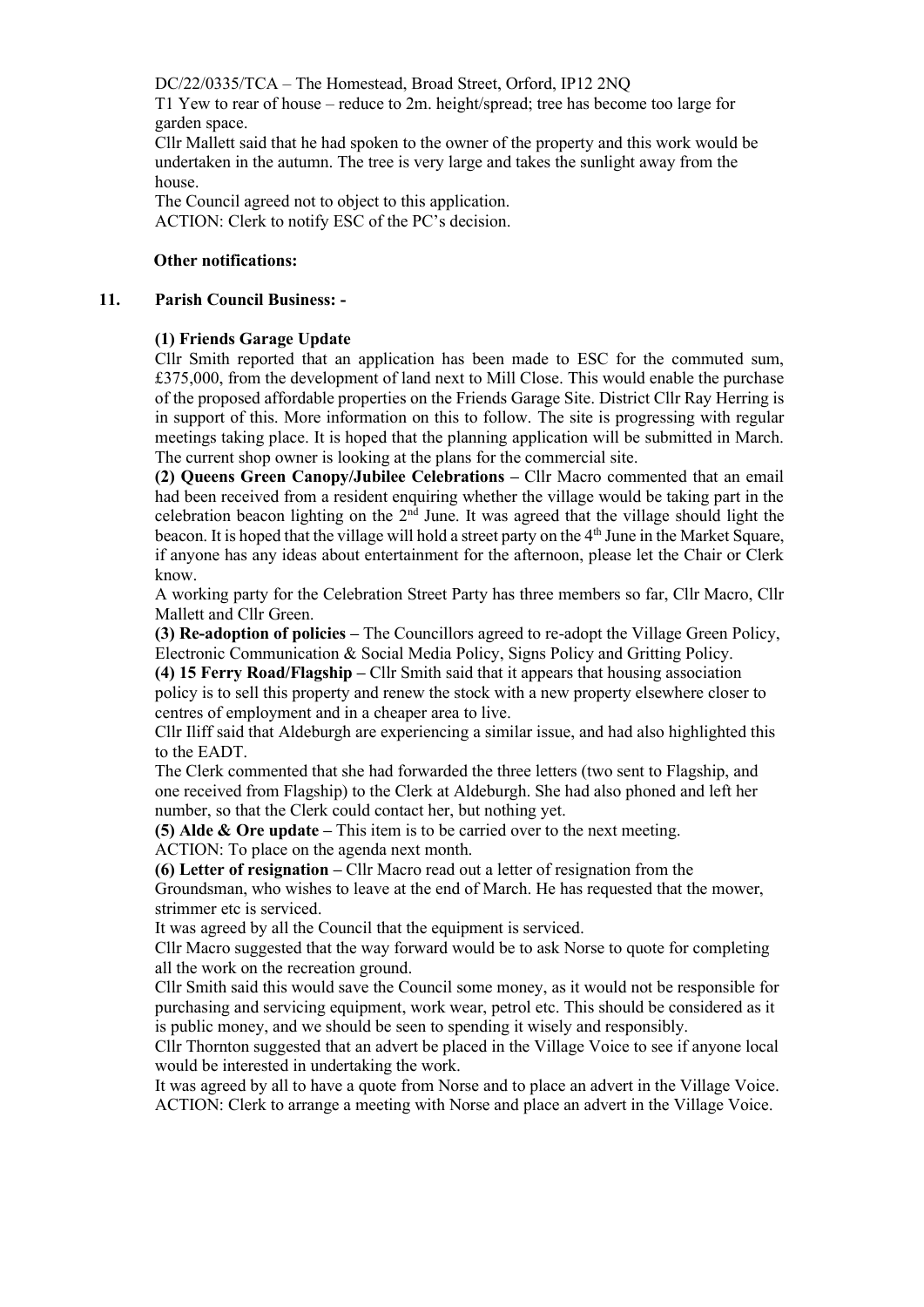DC/22/0335/TCA – The Homestead, Broad Street, Orford, IP12 2NQ

T1 Yew to rear of house – reduce to 2m. height/spread; tree has become too large for garden space.

Cllr Mallett said that he had spoken to the owner of the property and this work would be undertaken in the autumn. The tree is very large and takes the sunlight away from the house.

The Council agreed not to object to this application.

ACTION: Clerk to notify ESC of the PC's decision.

**Other notifications:**

## 11. Parish Council Business: -

**(1) Friends Garage Update**

Cllr Smith reported that an application has been made to ESC for the commuted sum, £375,000, from the development of land next to Mill Close. This would enable the purchase of the proposed affordable properties on the Friends Garage Site. District Cllr Ray Herring is in support of this. More information on this to follow. The site is progressing with regular meetings taking place. It is hoped that the planning application will be submitted in March. The current shop owner is looking at the plans for the commercial site.

**(2) Queens Green Canopy/Jubilee Celebrations –** Cllr Macro commented that an email had been received from a resident enquiring whether the village would be taking part in the celebration beacon lighting on the 2nd June. It was agreed that the village should light the beacon. It is hoped that the village will hold a street party on the 4th June in the Market Square, if anyone has any ideas about entertainment for the afternoon, please let the Chair or Clerk know.

A working party for the Celebration Street Party has three members so far, Cllr Macro, Cllr Mallett and Cllr Green.

**(3) Re-adoption of policies –** The Councillors agreed to re-adopt the Village Green Policy, Electronic Communication & Social Media Policy, Signs Policy and Gritting Policy.

**(4) 15 Ferry Road/Flagship –** Cllr Smith said that it appears that housing association policy is to sell this property and renew the stock with a new property elsewhere closer to centres of employment and in a cheaper area to live.

Cllr Iliff said that Aldeburgh are experiencing a similar issue, and had also highlighted this to the EADT.

The Clerk commented that she had forwarded the three letters (two sent to Flagship, and one received from Flagship) to the Clerk at Aldeburgh. She had also phoned and left her number, so that the Clerk could contact her, but nothing yet.

**(5) Alde & Ore update –** This item is to be carried over to the next meeting.

ACTION: To place on the agenda next month.

**(6) Letter of resignation –** Cllr Macro read out a letter of resignation from the Groundsman, who wishes to leave at the end of March. He has requested that the mower, strimmer etc is serviced.

It was agreed by all the Council that the equipment is serviced.

Cllr Macro suggested that the way forward would be to ask Norse to quote for completing all the work on the recreation ground.

Cllr Smith said this would save the Council some money, as it would not be responsible for purchasing and servicing equipment, work wear, petrol etc. This should be considered as it is public money, and we should be seen to spending it wisely and responsibly.

Cllr Thornton suggested that an advert be placed in the Village Voice to see if anyone local would be interested in undertaking the work.

It was agreed by all to have a quote from Norse and to place an advert in the Village Voice.

ACTION: Clerk to arrange a meeting with Norse and place an advert in the Village Voice.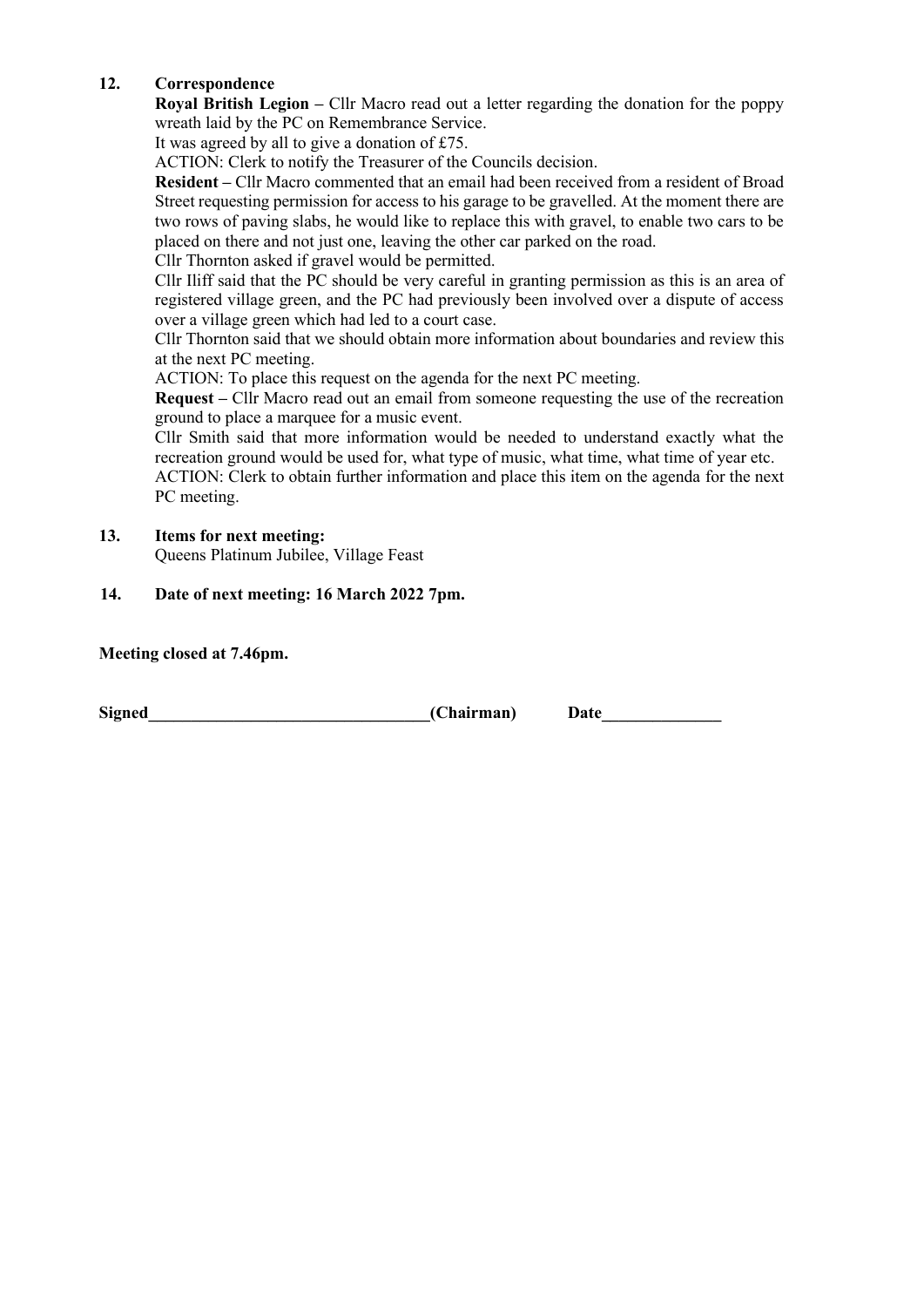**12. Correspondence**

**Royal British Legion –** Cllr Macro read out a letter regarding the donation for the poppy wreath laid by the PC on Remembrance Service.

It was agreed by all to give a donation of £75.

ACTION: Clerk to notify the Treasurer of the Councils decision.

**Resident –** Cllr Macro commented that an email had been received from a resident of Broad Street requesting permission for access to his garage to be gravelled. At the moment there are two rows of paving slabs, he would like to replace this with gravel, to enable two cars to be placed on there and not just one, leaving the other car parked on the road.

Cllr Thornton asked if gravel would be permitted.

Cllr Iliff said that the PC should be very careful in granting permission as this is an area of registered village green, and the PC had previously been involved over a dispute of access over a village green which had led to a court case.

Cllr Thornton said that we should obtain more information about boundaries and review this at the next PC meeting.

ACTION: To place this request on the agenda for the next PC meeting.

**Request –** Cllr Macro read out an email from someone requesting the use of the recreation ground to place a marquee for a music event.

Cllr Smith said that more information would be needed to understand exactly what the recreation ground would be used for, what type of music, what time, what time of year etc.

ACTION: Clerk to obtain further information and place this item on the agenda for the next PC meeting.

**13. Items for next meeting:**

Queens Platinum Jubilee, Village Feast

**14. Date of next meeting: 16 March 2022 7pm.**

**Meeting closed at 7.46pm.**

**Signed\_\_\_\_\_\_\_\_\_\_\_\_\_\_\_\_\_\_\_\_\_\_\_\_\_\_\_\_\_\_\_\_\_\_(Chairman) Date\_\_\_\_\_\_\_\_\_\_\_\_\_\_**